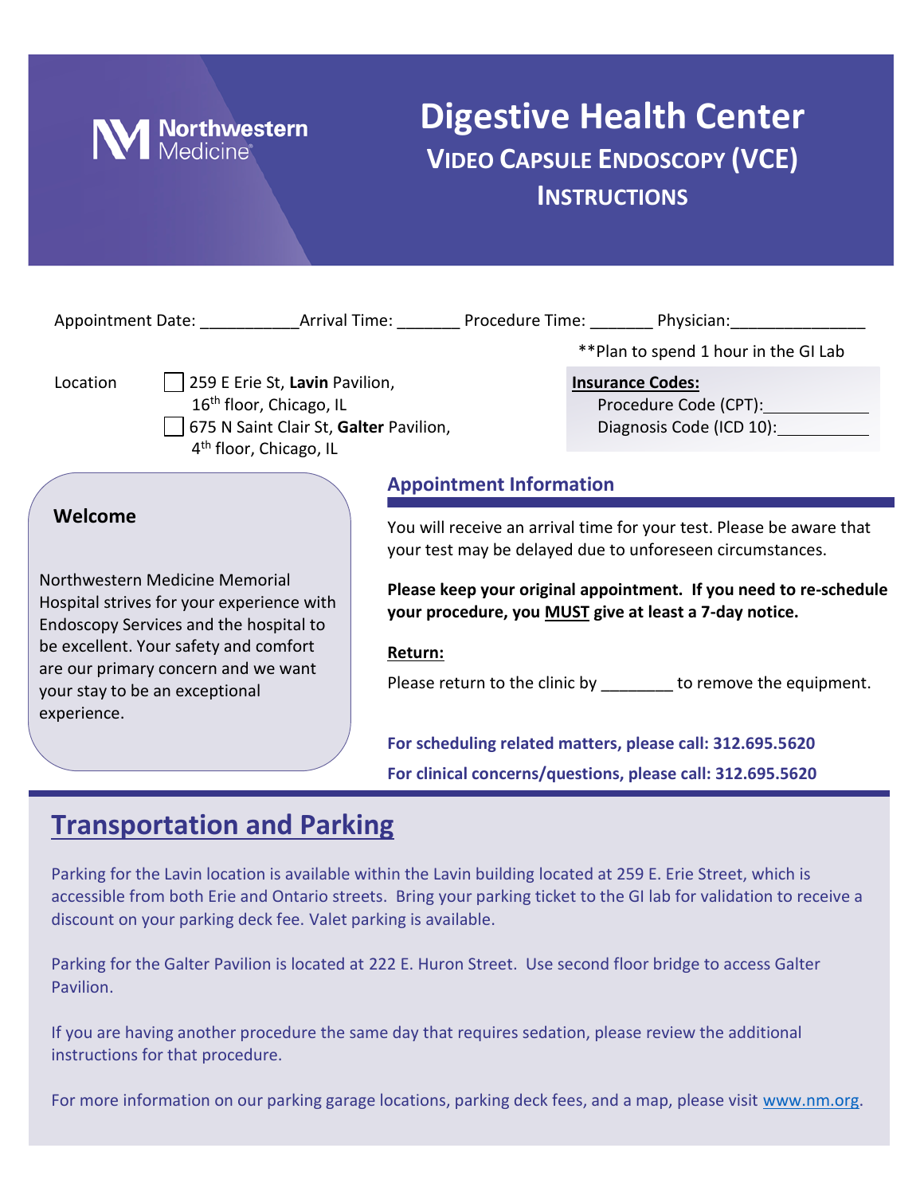Northwestern Medicine

# Digestive Health Center

## VIDEO CAPSULE ENDOSCOPY (VCE) INSTRUCTIONS

Appointment Date: ___________ Arrival Time: _______ Procedure Time: _______ Physician: _______________

**Plan to spend 1 hour in the GI Lab

Location

- ☐ 259 E Erie St, **Lavin** Pavilion, 16th floor, Chicago, IL
- ☐ 675 N Saint Clair St, **Galter** Pavilion, 4th floor, Chicago, IL

**Insurance Codes:**

Procedure Code (CPT): ____________

Diagnosis Code (ICD 10): ___________

### Welcome

Northwestern Medicine Memorial Hospital strives for your experience with Endoscopy Services and the hospital to be excellent. Your safety and comfort are our primary concern and we want your stay to be an exceptional experience.

### Appointment Information

You will receive an arrival time for your test. Please be aware that your test may be delayed due to unforeseen circumstances.

**Please keep your original appointment. If you need to re-schedule your procedure, you MUST give at least a 7-day notice.**

**Return:**

Please return to the clinic by ________ to remove the equipment.

**For scheduling related matters, please call: 312.695.5620**

**For clinical concerns/questions, please call: 312.695.5620**

## Transportation and Parking

Parking for the Lavin location is available within the Lavin building located at 259 E. Erie Street, which is accessible from both Erie and Ontario streets. Bring your parking ticket to the GI lab for validation to receive a discount on your parking deck fee. Valet parking is available.

Parking for the Galter Pavilion is located at 222 E. Huron Street. Use second floor bridge to access Galter Pavilion.

If you are having another procedure the same day that requires sedation, please review the additional instructions for that procedure.

For more information on our parking garage locations, parking deck fees, and a map, please visit www.nm.org.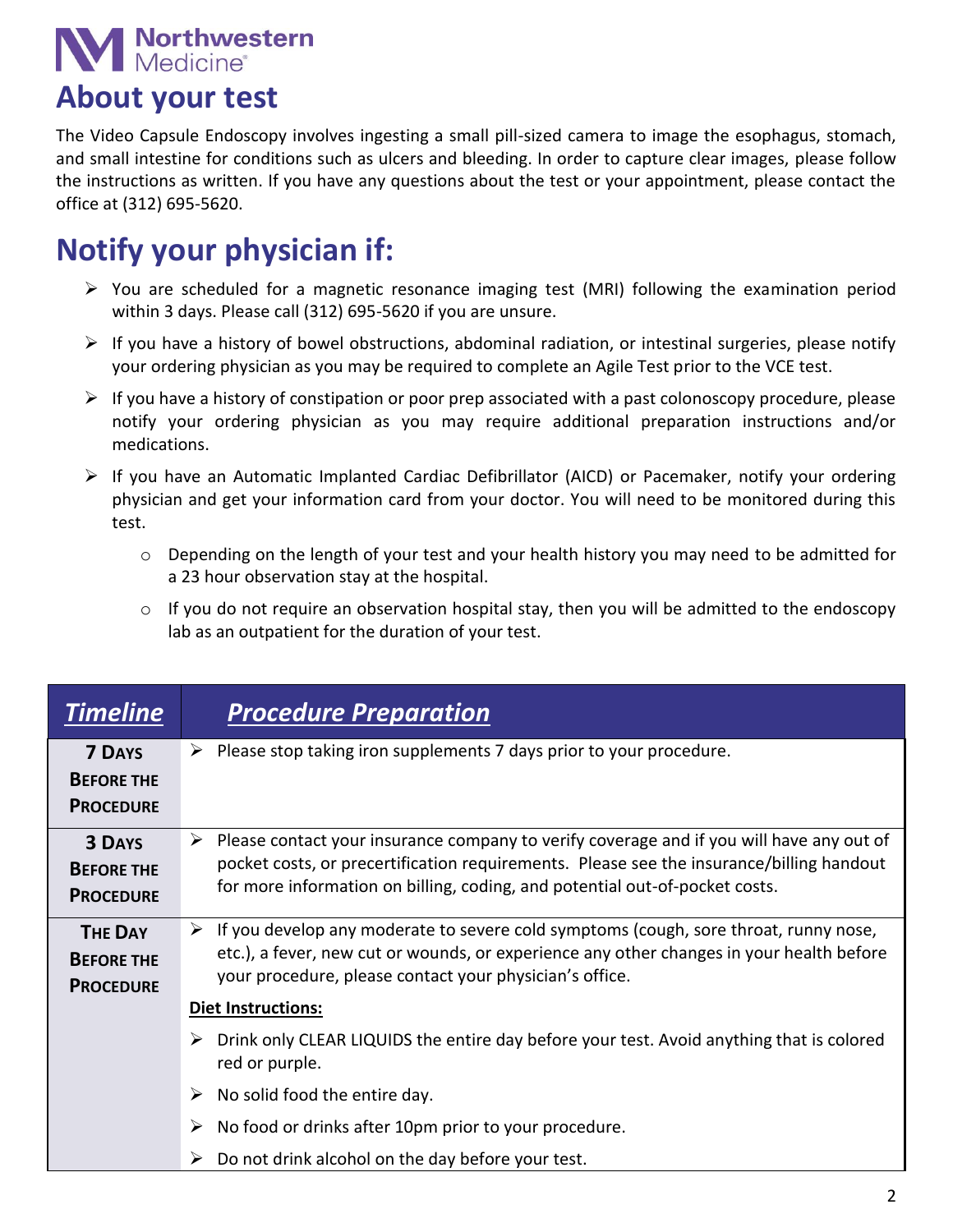# About your test

The Video Capsule Endoscopy involves ingesting a small pill-sized camera to image the esophagus, stomach, and small intestine for conditions such as ulcers and bleeding. In order to capture clear images, please follow the instructions as written. If you have any questions about the test or your appointment, please contact the office at (312) 695-5620.

# Notify your physician if:

- You are scheduled for a magnetic resonance imaging test (MRI) following the examination period within 3 days. Please call (312) 695-5620 if you are unsure.
- If you have a history of bowel obstructions, abdominal radiation, or intestinal surgeries, please notify your ordering physician as you may be required to complete an Agile Test prior to the VCE test.
- If you have a history of constipation or poor prep associated with a past colonoscopy procedure, please notify your ordering physician as you may require additional preparation instructions and/or medications.
- If you have an Automatic Implanted Cardiac Defibrillator (AICD) or Pacemaker, notify your ordering physician and get your information card from your doctor. You will need to be monitored during this test.
  - Depending on the length of your test and your health history you may need to be admitted for a 23 hour observation stay at the hospital.
  - If you do not require an observation hospital stay, then you will be admitted to the endoscopy lab as an outpatient for the duration of your test.

| ***Timeline*** | ***Procedure Preparation*** |
|---|---|
| **7 Days Before the Procedure** | ➢ Please stop taking iron supplements 7 days prior to your procedure. |
| **3 Days Before the Procedure** | ➢ Please contact your insurance company to verify coverage and if you will have any out of pocket costs, or precertification requirements. Please see the insurance/billing handout for more information on billing, coding, and potential out-of-pocket costs. |
| **The Day Before the Procedure** | ➢ If you develop any moderate to severe cold symptoms (cough, sore throat, runny nose, etc.), a fever, new cut or wounds, or experience any other changes in your health before your procedure, please contact your physician's office.<br><br>**Diet Instructions:**<br><br>➢ Drink only CLEAR LIQUIDS the entire day before your test. Avoid anything that is colored red or purple.<br>➢ No solid food the entire day.<br>➢ No food or drinks after 10pm prior to your procedure.<br>➢ Do not drink alcohol on the day before your test. |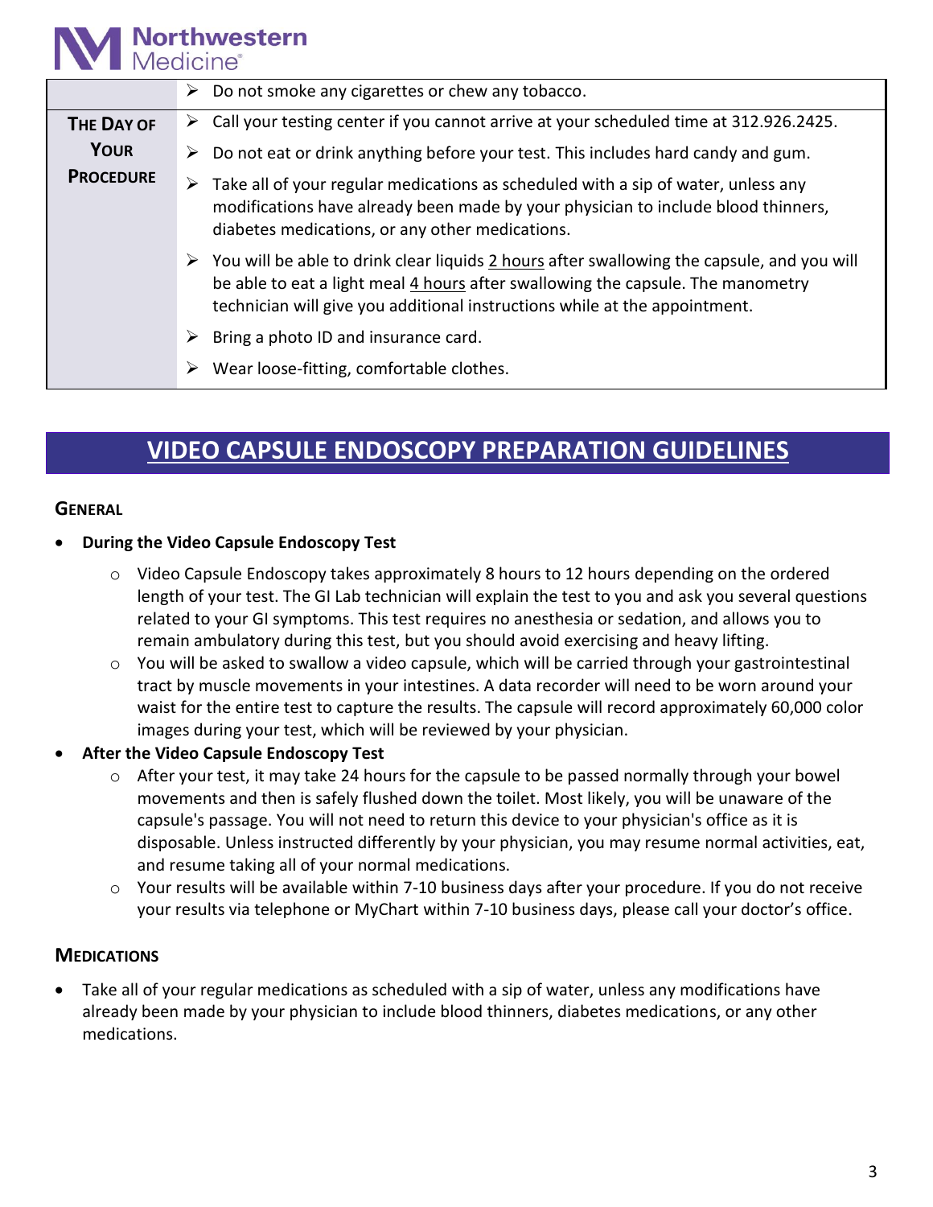| | |
|---|---|
| | ➢ Do not smoke any cigarettes or chew any tobacco. |
| **THE DAY OF YOUR PROCEDURE** | ➢ Call your testing center if you cannot arrive at your scheduled time at 312.926.2425.<br>➢ Do not eat or drink anything before your test. This includes hard candy and gum.<br>➢ Take all of your regular medications as scheduled with a sip of water, unless any modifications have already been made by your physician to include blood thinners, diabetes medications, or any other medications.<br>➢ You will be able to drink clear liquids 2 hours after swallowing the capsule, and you will be able to eat a light meal 4 hours after swallowing the capsule. The manometry technician will give you additional instructions while at the appointment.<br>➢ Bring a photo ID and insurance card.<br>➢ Wear loose-fitting, comfortable clothes. |

# VIDEO CAPSULE ENDOSCOPY PREPARATION GUIDELINES

## GENERAL

- **During the Video Capsule Endoscopy Test**
  - Video Capsule Endoscopy takes approximately 8 hours to 12 hours depending on the ordered length of your test. The GI Lab technician will explain the test to you and ask you several questions related to your GI symptoms. This test requires no anesthesia or sedation, and allows you to remain ambulatory during this test, but you should avoid exercising and heavy lifting.
  - You will be asked to swallow a video capsule, which will be carried through your gastrointestinal tract by muscle movements in your intestines. A data recorder will need to be worn around your waist for the entire test to capture the results. The capsule will record approximately 60,000 color images during your test, which will be reviewed by your physician.
- **After the Video Capsule Endoscopy Test**
  - After your test, it may take 24 hours for the capsule to be passed normally through your bowel movements and then is safely flushed down the toilet. Most likely, you will be unaware of the capsule's passage. You will not need to return this device to your physician's office as it is disposable. Unless instructed differently by your physician, you may resume normal activities, eat, and resume taking all of your normal medications.
  - Your results will be available within 7-10 business days after your procedure. If you do not receive your results via telephone or MyChart within 7-10 business days, please call your doctor's office.

## MEDICATIONS

- Take all of your regular medications as scheduled with a sip of water, unless any modifications have already been made by your physician to include blood thinners, diabetes medications, or any other medications.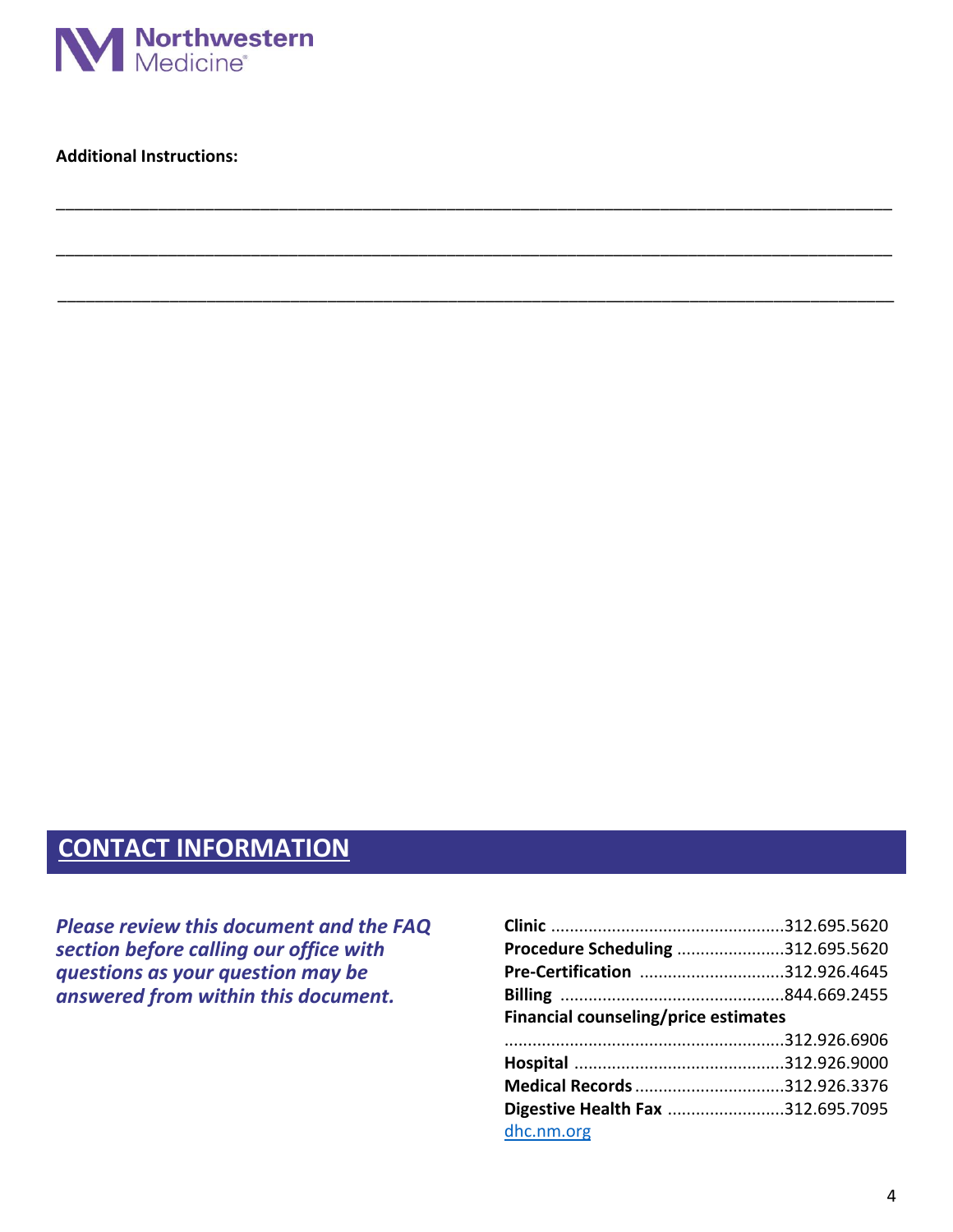**Additional Instructions:**

\_\_\_\_\_\_\_\_\_\_\_\_\_\_\_\_\_\_\_\_\_\_\_\_\_\_\_\_\_\_\_\_\_\_\_\_\_\_\_\_\_\_\_\_\_\_\_\_\_\_\_\_\_\_\_\_\_\_\_\_\_\_\_\_\_\_\_\_\_\_\_\_\_\_\_\_\_\_

\_\_\_\_\_\_\_\_\_\_\_\_\_\_\_\_\_\_\_\_\_\_\_\_\_\_\_\_\_\_\_\_\_\_\_\_\_\_\_\_\_\_\_\_\_\_\_\_\_\_\_\_\_\_\_\_\_\_\_\_\_\_\_\_\_\_\_\_\_\_\_\_\_\_\_\_\_\_

\_\_\_\_\_\_\_\_\_\_\_\_\_\_\_\_\_\_\_\_\_\_\_\_\_\_\_\_\_\_\_\_\_\_\_\_\_\_\_\_\_\_\_\_\_\_\_\_\_\_\_\_\_\_\_\_\_\_\_\_\_\_\_\_\_\_\_\_\_\_\_\_\_\_\_\_\_\_

## CONTACT INFORMATION

***Please review this document and the FAQ section before calling our office with questions as your question may be answered from within this document.***

**Clinic** ................................................312.695.5620
**Procedure Scheduling** ......................312.695.5620
**Pre-Certification** ..............................312.926.4645
**Billing** ...............................................844.669.2455
**Financial counseling/price estimates**
...........................................................312.926.6906
**Hospital** ............................................312.926.9000
**Medical Records** ...............................312.926.3376
**Digestive Health Fax** ........................312.695.7095
dhc.nm.org